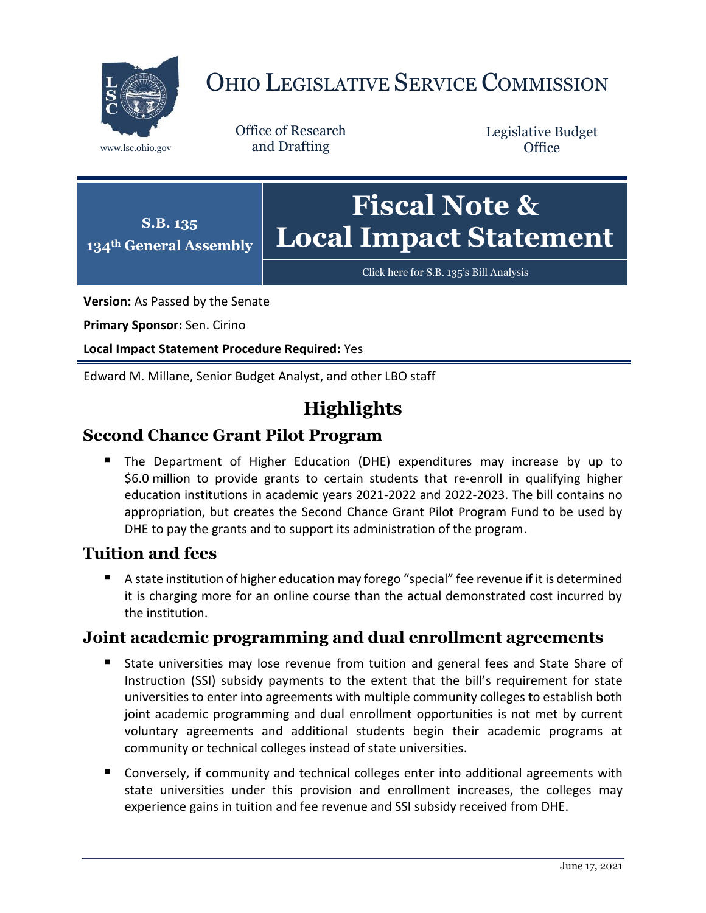# OHIO LEGISLATIVE SERVICE COMMISSION

www.lsc.ohio.gov

Office of Research and Drafting

Legislative Budget Office

**S.B. 135**
**134th General Assembly**

# Fiscal Note & Local Impact Statement

Click here for S.B. 135's Bill Analysis

**Version:** As Passed by the Senate

**Primary Sponsor:** Sen. Cirino

**Local Impact Statement Procedure Required:** Yes

Edward M. Millane, Senior Budget Analyst, and other LBO staff

## Highlights

### Second Chance Grant Pilot Program

- The Department of Higher Education (DHE) expenditures may increase by up to $6.0 million to provide grants to certain students that re-enroll in qualifying higher education institutions in academic years 2021-2022 and 2022-2023. The bill contains no appropriation, but creates the Second Chance Grant Pilot Program Fund to be used by DHE to pay the grants and to support its administration of the program.

### Tuition and fees

- A state institution of higher education may forego "special" fee revenue if it is determined it is charging more for an online course than the actual demonstrated cost incurred by the institution.

### Joint academic programming and dual enrollment agreements

- State universities may lose revenue from tuition and general fees and State Share of Instruction (SSI) subsidy payments to the extent that the bill's requirement for state universities to enter into agreements with multiple community colleges to establish both joint academic programming and dual enrollment opportunities is not met by current voluntary agreements and additional students begin their academic programs at community or technical colleges instead of state universities.
- Conversely, if community and technical colleges enter into additional agreements with state universities under this provision and enrollment increases, the colleges may experience gains in tuition and fee revenue and SSI subsidy received from DHE.

June 17, 2021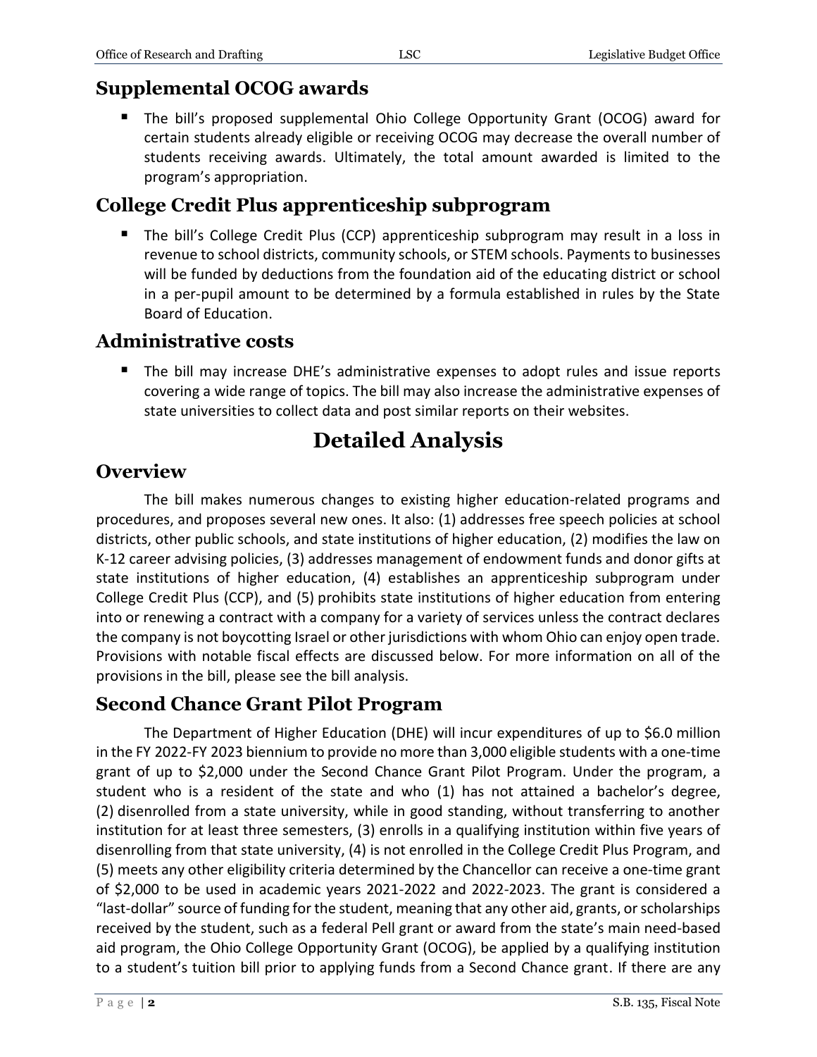## Supplemental OCOG awards

- The bill's proposed supplemental Ohio College Opportunity Grant (OCOG) award for certain students already eligible or receiving OCOG may decrease the overall number of students receiving awards. Ultimately, the total amount awarded is limited to the program's appropriation.

## College Credit Plus apprenticeship subprogram

- The bill's College Credit Plus (CCP) apprenticeship subprogram may result in a loss in revenue to school districts, community schools, or STEM schools. Payments to businesses will be funded by deductions from the foundation aid of the educating district or school in a per-pupil amount to be determined by a formula established in rules by the State Board of Education.

## Administrative costs

- The bill may increase DHE's administrative expenses to adopt rules and issue reports covering a wide range of topics. The bill may also increase the administrative expenses of state universities to collect data and post similar reports on their websites.

# Detailed Analysis

## Overview

The bill makes numerous changes to existing higher education-related programs and procedures, and proposes several new ones. It also: (1) addresses free speech policies at school districts, other public schools, and state institutions of higher education, (2) modifies the law on K-12 career advising policies, (3) addresses management of endowment funds and donor gifts at state institutions of higher education, (4) establishes an apprenticeship subprogram under College Credit Plus (CCP), and (5) prohibits state institutions of higher education from entering into or renewing a contract with a company for a variety of services unless the contract declares the company is not boycotting Israel or other jurisdictions with whom Ohio can enjoy open trade. Provisions with notable fiscal effects are discussed below. For more information on all of the provisions in the bill, please see the bill analysis.

## Second Chance Grant Pilot Program

The Department of Higher Education (DHE) will incur expenditures of up to $6.0 million in the FY 2022-FY 2023 biennium to provide no more than 3,000 eligible students with a one-time grant of up to $2,000 under the Second Chance Grant Pilot Program. Under the program, a student who is a resident of the state and who (1) has not attained a bachelor's degree, (2) disenrolled from a state university, while in good standing, without transferring to another institution for at least three semesters, (3) enrolls in a qualifying institution within five years of disenrolling from that state university, (4) is not enrolled in the College Credit Plus Program, and (5) meets any other eligibility criteria determined by the Chancellor can receive a one-time grant of $2,000 to be used in academic years 2021-2022 and 2022-2023. The grant is considered a "last-dollar" source of funding for the student, meaning that any other aid, grants, or scholarships received by the student, such as a federal Pell grant or award from the state's main need-based aid program, the Ohio College Opportunity Grant (OCOG), be applied by a qualifying institution to a student's tuition bill prior to applying funds from a Second Chance grant. If there are any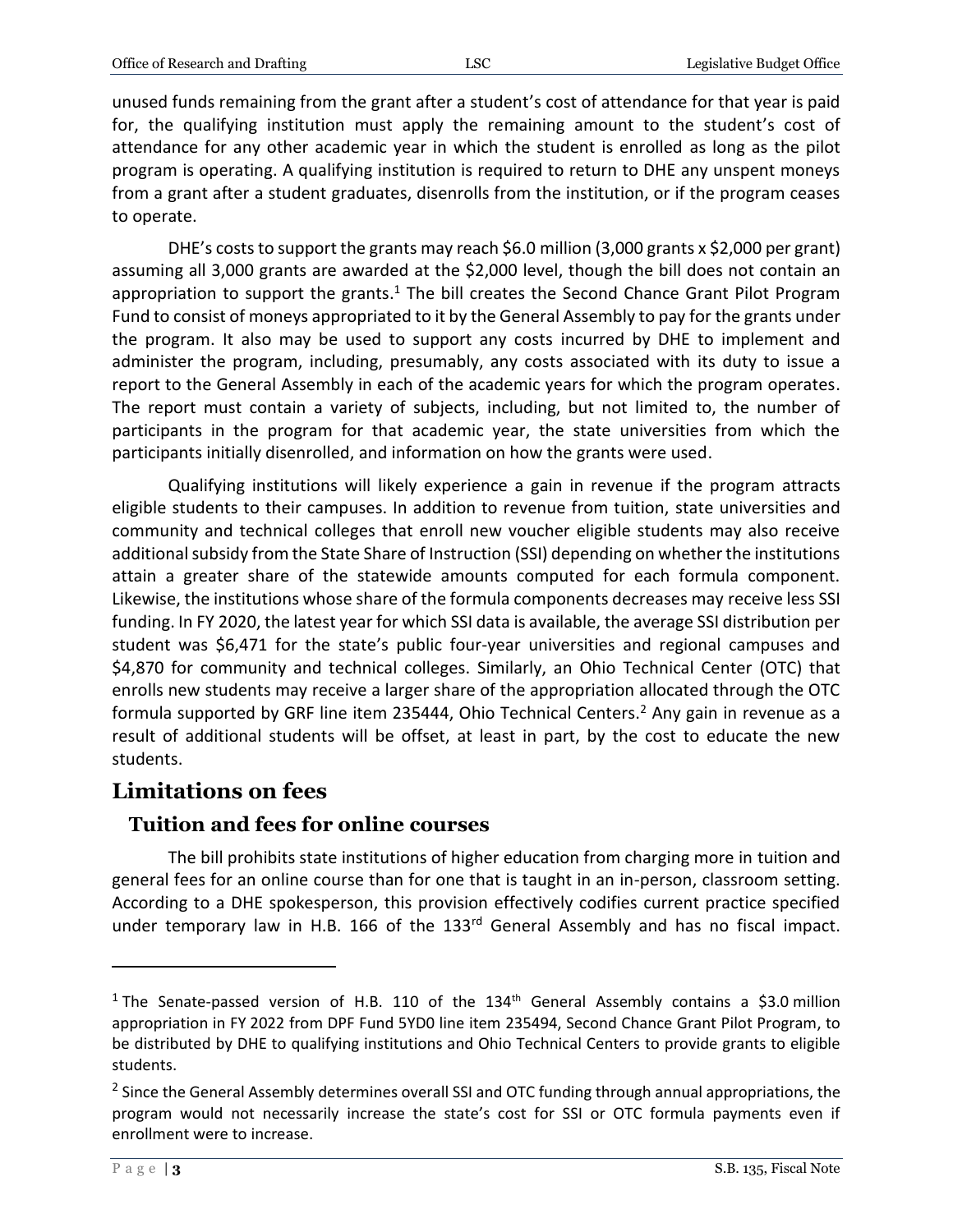unused funds remaining from the grant after a student's cost of attendance for that year is paid for, the qualifying institution must apply the remaining amount to the student's cost of attendance for any other academic year in which the student is enrolled as long as the pilot program is operating. A qualifying institution is required to return to DHE any unspent moneys from a grant after a student graduates, disenrolls from the institution, or if the program ceases to operate.

DHE's costs to support the grants may reach $6.0 million (3,000 grants x $2,000 per grant) assuming all 3,000 grants are awarded at the $2,000 level, though the bill does not contain an appropriation to support the grants.[1] The bill creates the Second Chance Grant Pilot Program Fund to consist of moneys appropriated to it by the General Assembly to pay for the grants under the program. It also may be used to support any costs incurred by DHE to implement and administer the program, including, presumably, any costs associated with its duty to issue a report to the General Assembly in each of the academic years for which the program operates. The report must contain a variety of subjects, including, but not limited to, the number of participants in the program for that academic year, the state universities from which the participants initially disenrolled, and information on how the grants were used.

Qualifying institutions will likely experience a gain in revenue if the program attracts eligible students to their campuses. In addition to revenue from tuition, state universities and community and technical colleges that enroll new voucher eligible students may also receive additional subsidy from the State Share of Instruction (SSI) depending on whether the institutions attain a greater share of the statewide amounts computed for each formula component. Likewise, the institutions whose share of the formula components decreases may receive less SSI funding. In FY 2020, the latest year for which SSI data is available, the average SSI distribution per student was $6,471 for the state's public four-year universities and regional campuses and $4,870 for community and technical colleges. Similarly, an Ohio Technical Center (OTC) that enrolls new students may receive a larger share of the appropriation allocated through the OTC formula supported by GRF line item 235444, Ohio Technical Centers.[2] Any gain in revenue as a result of additional students will be offset, at least in part, by the cost to educate the new students.

## Limitations on fees

### Tuition and fees for online courses

The bill prohibits state institutions of higher education from charging more in tuition and general fees for an online course than for one that is taught in an in-person, classroom setting. According to a DHE spokesperson, this provision effectively codifies current practice specified under temporary law in H.B. 166 of the 133rd General Assembly and has no fiscal impact.

---

[1] The Senate-passed version of H.B. 110 of the 134th General Assembly contains a $3.0 million appropriation in FY 2022 from DPF Fund 5YD0 line item 235494, Second Chance Grant Pilot Program, to be distributed by DHE to qualifying institutions and Ohio Technical Centers to provide grants to eligible students.

[2] Since the General Assembly determines overall SSI and OTC funding through annual appropriations, the program would not necessarily increase the state's cost for SSI or OTC formula payments even if enrollment were to increase.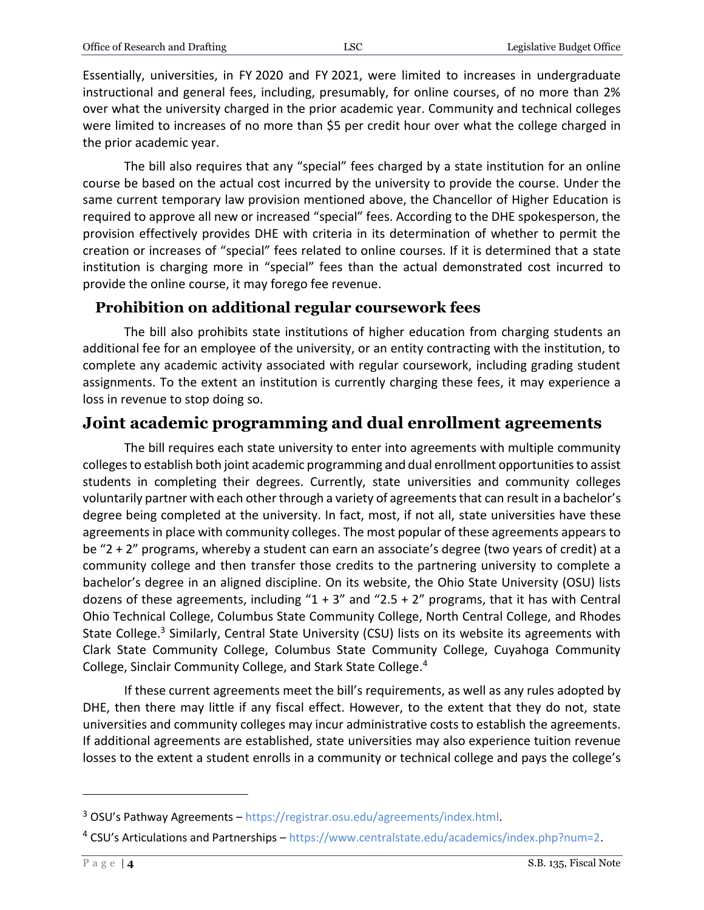Essentially, universities, in FY 2020 and FY 2021, were limited to increases in undergraduate instructional and general fees, including, presumably, for online courses, of no more than 2% over what the university charged in the prior academic year. Community and technical colleges were limited to increases of no more than $5 per credit hour over what the college charged in the prior academic year.

The bill also requires that any "special" fees charged by a state institution for an online course be based on the actual cost incurred by the university to provide the course. Under the same current temporary law provision mentioned above, the Chancellor of Higher Education is required to approve all new or increased "special" fees. According to the DHE spokesperson, the provision effectively provides DHE with criteria in its determination of whether to permit the creation or increases of "special" fees related to online courses. If it is determined that a state institution is charging more in "special" fees than the actual demonstrated cost incurred to provide the online course, it may forego fee revenue.

### Prohibition on additional regular coursework fees

The bill also prohibits state institutions of higher education from charging students an additional fee for an employee of the university, or an entity contracting with the institution, to complete any academic activity associated with regular coursework, including grading student assignments. To the extent an institution is currently charging these fees, it may experience a loss in revenue to stop doing so.

## Joint academic programming and dual enrollment agreements

The bill requires each state university to enter into agreements with multiple community colleges to establish both joint academic programming and dual enrollment opportunities to assist students in completing their degrees. Currently, state universities and community colleges voluntarily partner with each other through a variety of agreements that can result in a bachelor's degree being completed at the university. In fact, most, if not all, state universities have these agreements in place with community colleges. The most popular of these agreements appears to be "2 + 2" programs, whereby a student can earn an associate's degree (two years of credit) at a community college and then transfer those credits to the partnering university to complete a bachelor's degree in an aligned discipline. On its website, the Ohio State University (OSU) lists dozens of these agreements, including "1 + 3" and "2.5 + 2" programs, that it has with Central Ohio Technical College, Columbus State Community College, North Central College, and Rhodes State College.[3] Similarly, Central State University (CSU) lists on its website its agreements with Clark State Community College, Columbus State Community College, Cuyahoga Community College, Sinclair Community College, and Stark State College.[4]

If these current agreements meet the bill's requirements, as well as any rules adopted by DHE, then there may little if any fiscal effect. However, to the extent that they do not, state universities and community colleges may incur administrative costs to establish the agreements. If additional agreements are established, state universities may also experience tuition revenue losses to the extent a student enrolls in a community or technical college and pays the college's

[3] OSU's Pathway Agreements – https://registrar.osu.edu/agreements/index.html.

[4] CSU's Articulations and Partnerships – https://www.centralstate.edu/academics/index.php?num=2.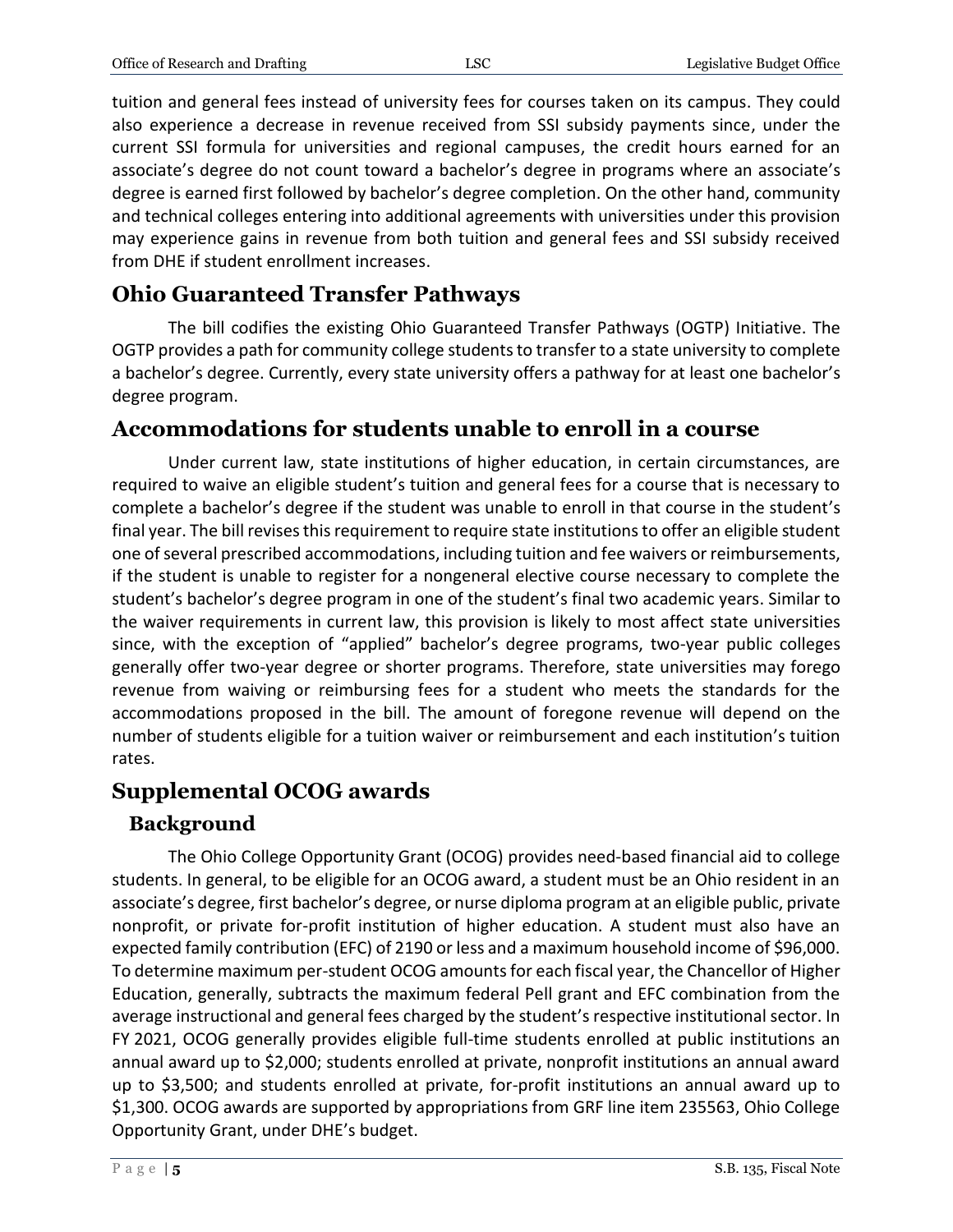tuition and general fees instead of university fees for courses taken on its campus. They could also experience a decrease in revenue received from SSI subsidy payments since, under the current SSI formula for universities and regional campuses, the credit hours earned for an associate's degree do not count toward a bachelor's degree in programs where an associate's degree is earned first followed by bachelor's degree completion. On the other hand, community and technical colleges entering into additional agreements with universities under this provision may experience gains in revenue from both tuition and general fees and SSI subsidy received from DHE if student enrollment increases.

## Ohio Guaranteed Transfer Pathways

The bill codifies the existing Ohio Guaranteed Transfer Pathways (OGTP) Initiative. The OGTP provides a path for community college students to transfer to a state university to complete a bachelor's degree. Currently, every state university offers a pathway for at least one bachelor's degree program.

## Accommodations for students unable to enroll in a course

Under current law, state institutions of higher education, in certain circumstances, are required to waive an eligible student's tuition and general fees for a course that is necessary to complete a bachelor's degree if the student was unable to enroll in that course in the student's final year. The bill revises this requirement to require state institutions to offer an eligible student one of several prescribed accommodations, including tuition and fee waivers or reimbursements, if the student is unable to register for a nongeneral elective course necessary to complete the student's bachelor's degree program in one of the student's final two academic years. Similar to the waiver requirements in current law, this provision is likely to most affect state universities since, with the exception of "applied" bachelor's degree programs, two-year public colleges generally offer two-year degree or shorter programs. Therefore, state universities may forego revenue from waiving or reimbursing fees for a student who meets the standards for the accommodations proposed in the bill. The amount of foregone revenue will depend on the number of students eligible for a tuition waiver or reimbursement and each institution's tuition rates.

## Supplemental OCOG awards

### Background

The Ohio College Opportunity Grant (OCOG) provides need-based financial aid to college students. In general, to be eligible for an OCOG award, a student must be an Ohio resident in an associate's degree, first bachelor's degree, or nurse diploma program at an eligible public, private nonprofit, or private for-profit institution of higher education. A student must also have an expected family contribution (EFC) of 2190 or less and a maximum household income of $96,000. To determine maximum per-student OCOG amounts for each fiscal year, the Chancellor of Higher Education, generally, subtracts the maximum federal Pell grant and EFC combination from the average instructional and general fees charged by the student's respective institutional sector. In FY 2021, OCOG generally provides eligible full-time students enrolled at public institutions an annual award up to $2,000; students enrolled at private, nonprofit institutions an annual award up to $3,500; and students enrolled at private, for-profit institutions an annual award up to $1,300. OCOG awards are supported by appropriations from GRF line item 235563, Ohio College Opportunity Grant, under DHE's budget.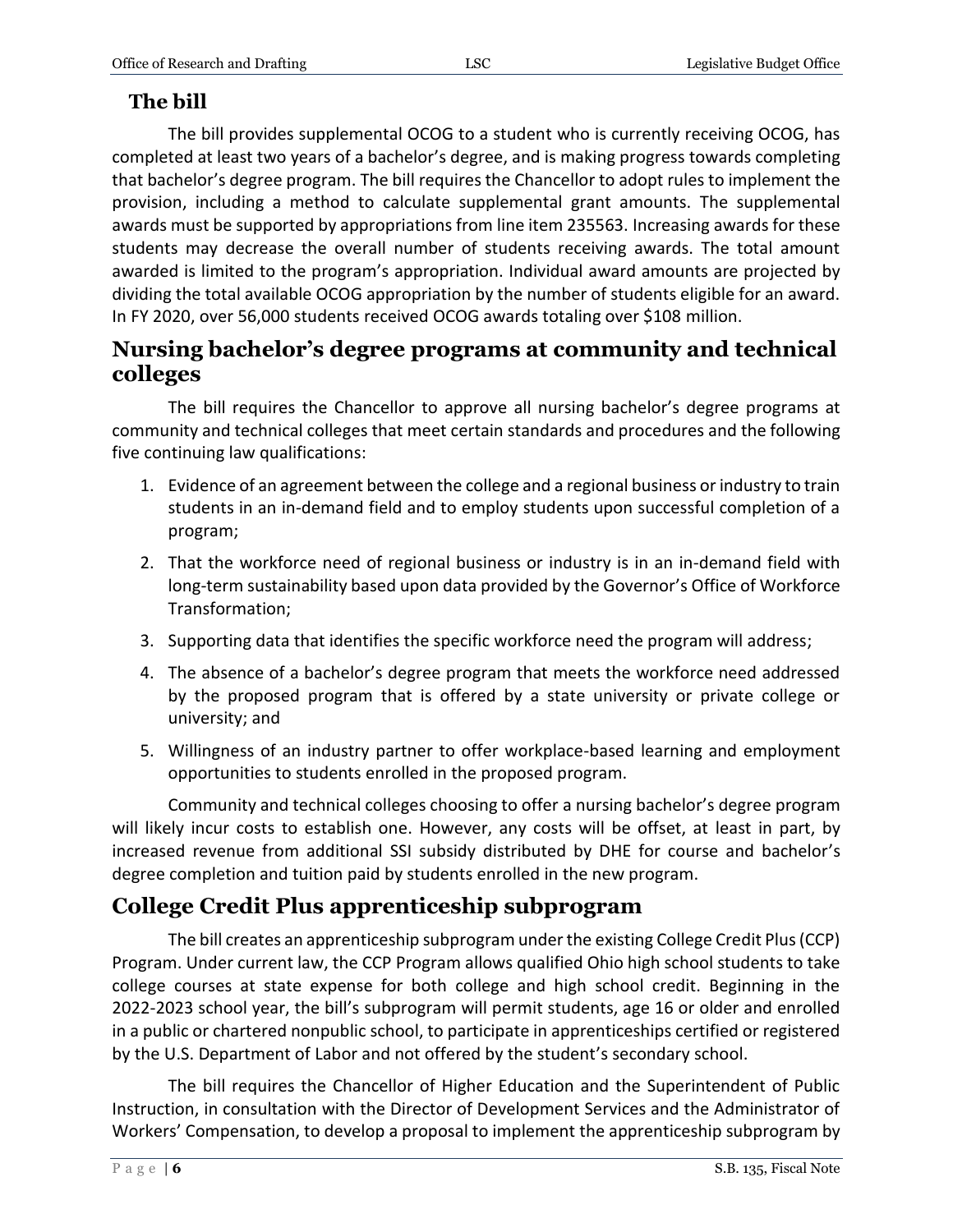### The bill

The bill provides supplemental OCOG to a student who is currently receiving OCOG, has completed at least two years of a bachelor's degree, and is making progress towards completing that bachelor's degree program. The bill requires the Chancellor to adopt rules to implement the provision, including a method to calculate supplemental grant amounts. The supplemental awards must be supported by appropriations from line item 235563. Increasing awards for these students may decrease the overall number of students receiving awards. The total amount awarded is limited to the program's appropriation. Individual award amounts are projected by dividing the total available OCOG appropriation by the number of students eligible for an award. In FY 2020, over 56,000 students received OCOG awards totaling over $108 million.

## Nursing bachelor's degree programs at community and technical colleges

The bill requires the Chancellor to approve all nursing bachelor's degree programs at community and technical colleges that meet certain standards and procedures and the following five continuing law qualifications:

1. Evidence of an agreement between the college and a regional business or industry to train students in an in-demand field and to employ students upon successful completion of a program;
2. That the workforce need of regional business or industry is in an in-demand field with long-term sustainability based upon data provided by the Governor's Office of Workforce Transformation;
3. Supporting data that identifies the specific workforce need the program will address;
4. The absence of a bachelor's degree program that meets the workforce need addressed by the proposed program that is offered by a state university or private college or university; and
5. Willingness of an industry partner to offer workplace-based learning and employment opportunities to students enrolled in the proposed program.

Community and technical colleges choosing to offer a nursing bachelor's degree program will likely incur costs to establish one. However, any costs will be offset, at least in part, by increased revenue from additional SSI subsidy distributed by DHE for course and bachelor's degree completion and tuition paid by students enrolled in the new program.

## College Credit Plus apprenticeship subprogram

The bill creates an apprenticeship subprogram under the existing College Credit Plus (CCP) Program. Under current law, the CCP Program allows qualified Ohio high school students to take college courses at state expense for both college and high school credit. Beginning in the 2022-2023 school year, the bill's subprogram will permit students, age 16 or older and enrolled in a public or chartered nonpublic school, to participate in apprenticeships certified or registered by the U.S. Department of Labor and not offered by the student's secondary school.

The bill requires the Chancellor of Higher Education and the Superintendent of Public Instruction, in consultation with the Director of Development Services and the Administrator of Workers' Compensation, to develop a proposal to implement the apprenticeship subprogram by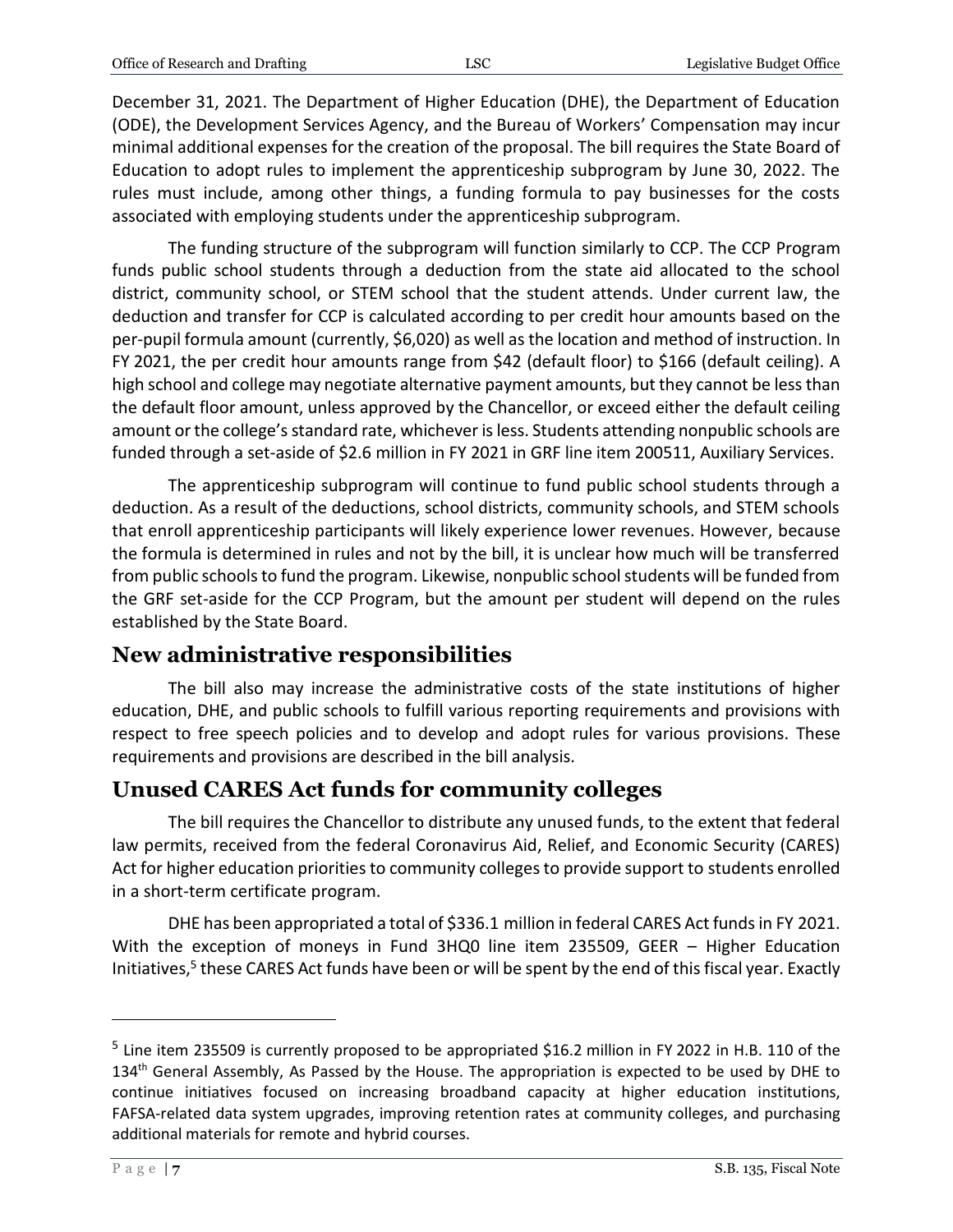December 31, 2021. The Department of Higher Education (DHE), the Department of Education (ODE), the Development Services Agency, and the Bureau of Workers' Compensation may incur minimal additional expenses for the creation of the proposal. The bill requires the State Board of Education to adopt rules to implement the apprenticeship subprogram by June 30, 2022. The rules must include, among other things, a funding formula to pay businesses for the costs associated with employing students under the apprenticeship subprogram.

The funding structure of the subprogram will function similarly to CCP. The CCP Program funds public school students through a deduction from the state aid allocated to the school district, community school, or STEM school that the student attends. Under current law, the deduction and transfer for CCP is calculated according to per credit hour amounts based on the per-pupil formula amount (currently, $6,020) as well as the location and method of instruction. In FY 2021, the per credit hour amounts range from $42 (default floor) to $166 (default ceiling). A high school and college may negotiate alternative payment amounts, but they cannot be less than the default floor amount, unless approved by the Chancellor, or exceed either the default ceiling amount or the college's standard rate, whichever is less. Students attending nonpublic schools are funded through a set-aside of $2.6 million in FY 2021 in GRF line item 200511, Auxiliary Services.

The apprenticeship subprogram will continue to fund public school students through a deduction. As a result of the deductions, school districts, community schools, and STEM schools that enroll apprenticeship participants will likely experience lower revenues. However, because the formula is determined in rules and not by the bill, it is unclear how much will be transferred from public schools to fund the program. Likewise, nonpublic school students will be funded from the GRF set-aside for the CCP Program, but the amount per student will depend on the rules established by the State Board.

## New administrative responsibilities

The bill also may increase the administrative costs of the state institutions of higher education, DHE, and public schools to fulfill various reporting requirements and provisions with respect to free speech policies and to develop and adopt rules for various provisions. These requirements and provisions are described in the bill analysis.

## Unused CARES Act funds for community colleges

The bill requires the Chancellor to distribute any unused funds, to the extent that federal law permits, received from the federal Coronavirus Aid, Relief, and Economic Security (CARES) Act for higher education priorities to community colleges to provide support to students enrolled in a short-term certificate program.

DHE has been appropriated a total of $336.1 million in federal CARES Act funds in FY 2021. With the exception of moneys in Fund 3HQ0 line item 235509, GEER – Higher Education Initiatives,[5] these CARES Act funds have been or will be spent by the end of this fiscal year. Exactly

[5] Line item 235509 is currently proposed to be appropriated $16.2 million in FY 2022 in H.B. 110 of the 134th General Assembly, As Passed by the House. The appropriation is expected to be used by DHE to continue initiatives focused on increasing broadband capacity at higher education institutions, FAFSA-related data system upgrades, improving retention rates at community colleges, and purchasing additional materials for remote and hybrid courses.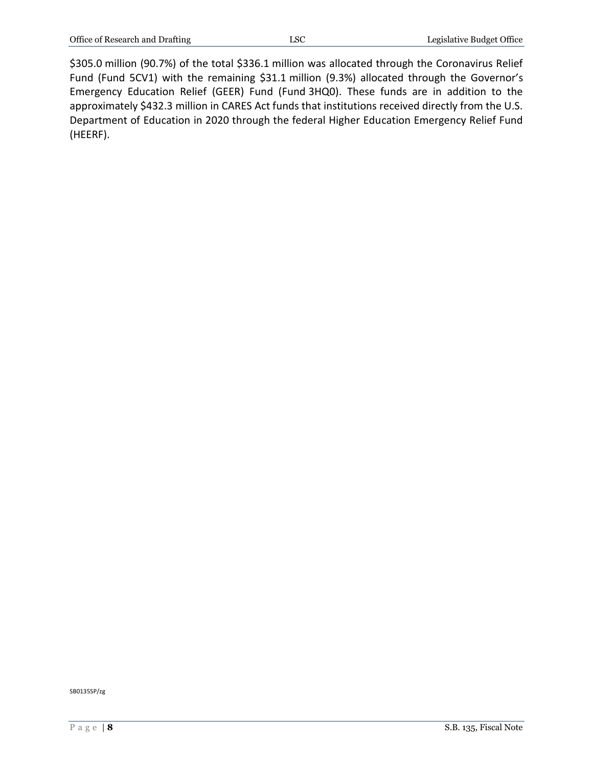$305.0 million (90.7%) of the total $336.1 million was allocated through the Coronavirus Relief Fund (Fund 5CV1) with the remaining $31.1 million (9.3%) allocated through the Governor's Emergency Education Relief (GEER) Fund (Fund 3HQ0). These funds are in addition to the approximately $432.3 million in CARES Act funds that institutions received directly from the U.S. Department of Education in 2020 through the federal Higher Education Emergency Relief Fund (HEERF).

SB0135SP/zg